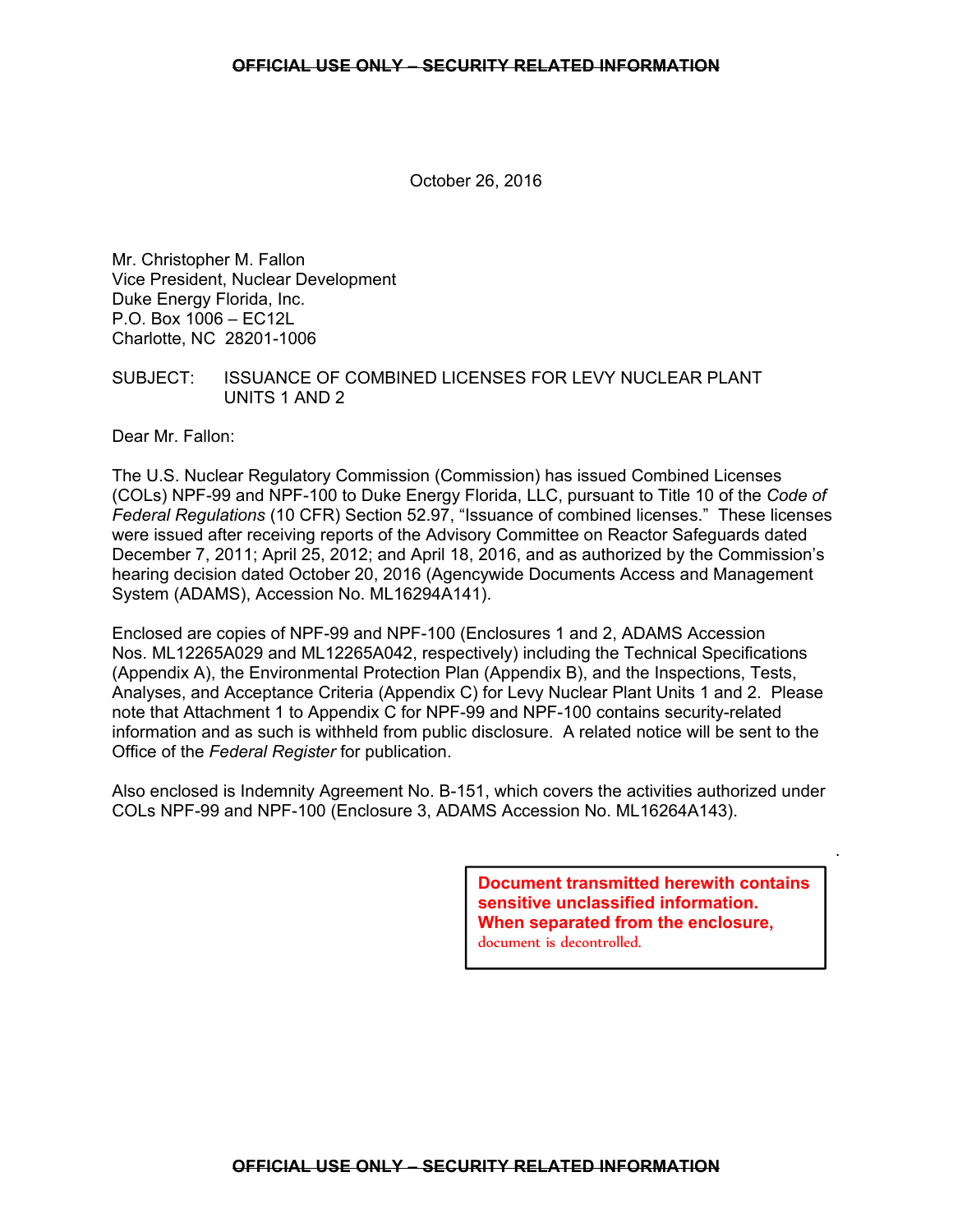October 26, 2016

Mr. Christopher M. Fallon
Vice President, Nuclear Development
Duke Energy Florida, Inc.
P.O. Box 1006 – EC12L
Charlotte, NC 28201-1006

SUBJECT: ISSUANCE OF COMBINED LICENSES FOR LEVY NUCLEAR PLANT UNITS 1 AND 2

Dear Mr. Fallon:

The U.S. Nuclear Regulatory Commission (Commission) has issued Combined Licenses (COLs) NPF-99 and NPF-100 to Duke Energy Florida, LLC, pursuant to Title 10 of the *Code of Federal Regulations* (10 CFR) Section 52.97, "Issuance of combined licenses." These licenses were issued after receiving reports of the Advisory Committee on Reactor Safeguards dated December 7, 2011; April 25, 2012; and April 18, 2016, and as authorized by the Commission's hearing decision dated October 20, 2016 (Agencywide Documents Access and Management System (ADAMS), Accession No. ML16294A141).

Enclosed are copies of NPF-99 and NPF-100 (Enclosures 1 and 2, ADAMS Accession Nos. ML12265A029 and ML12265A042, respectively) including the Technical Specifications (Appendix A), the Environmental Protection Plan (Appendix B), and the Inspections, Tests, Analyses, and Acceptance Criteria (Appendix C) for Levy Nuclear Plant Units 1 and 2. Please note that Attachment 1 to Appendix C for NPF-99 and NPF-100 contains security-related information and as such is withheld from public disclosure. A related notice will be sent to the Office of the *Federal Register* for publication.

Also enclosed is Indemnity Agreement No. B-151, which covers the activities authorized under COLs NPF-99 and NPF-100 (Enclosure 3, ADAMS Accession No. ML16264A143).

**Document transmitted herewith contains sensitive unclassified information. When separated from the enclosure,** document is decontrolled.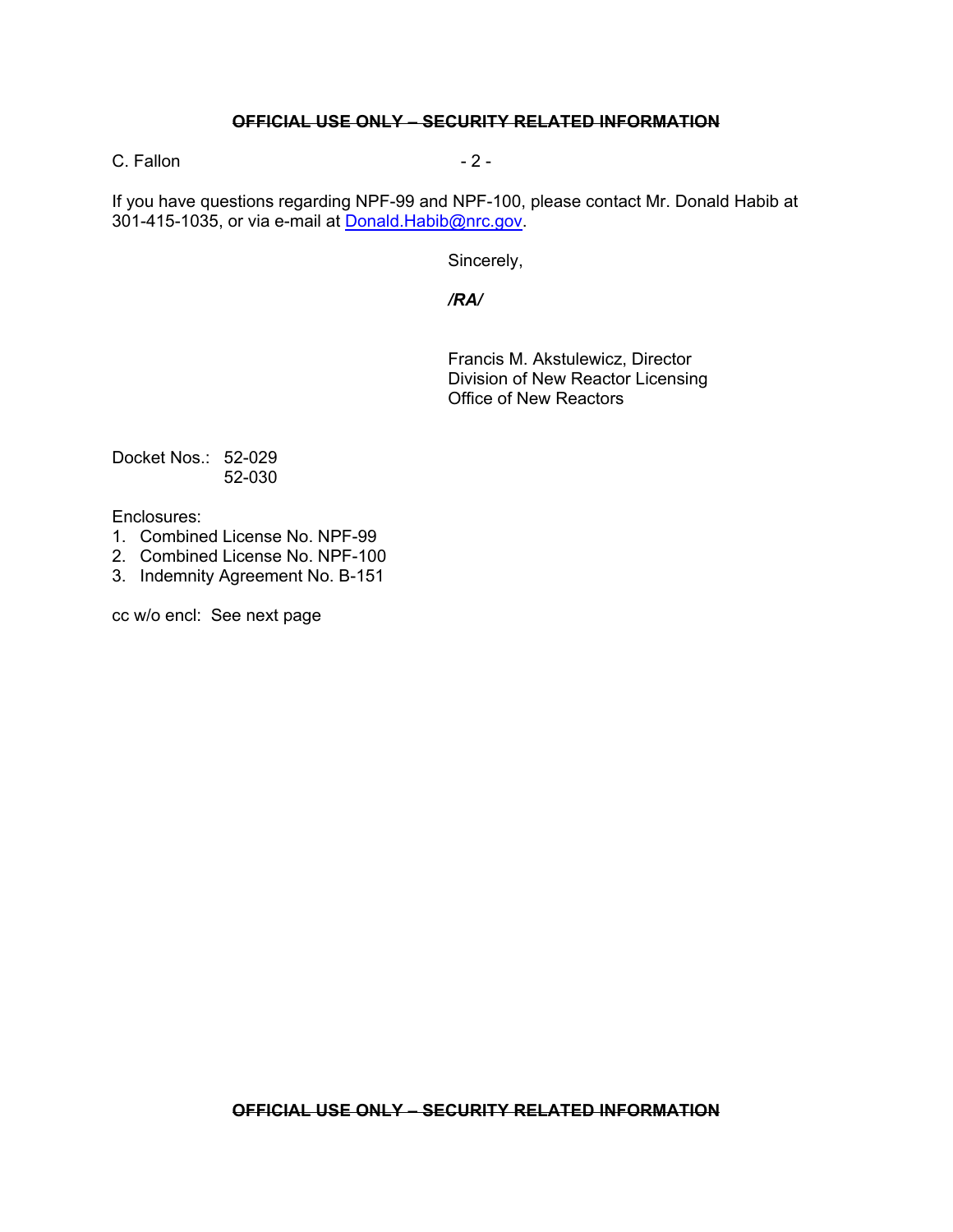If you have questions regarding NPF-99 and NPF-100, please contact Mr. Donald Habib at 301-415-1035, or via e-mail at Donald.Habib@nrc.gov.

Sincerely,

***/RA/***

Francis M. Akstulewicz, Director
Division of New Reactor Licensing
Office of New Reactors

Docket Nos.: 52-029
52-030

Enclosures:
1. Combined License No. NPF-99
2. Combined License No. NPF-100
3. Indemnity Agreement No. B-151

cc w/o encl: See next page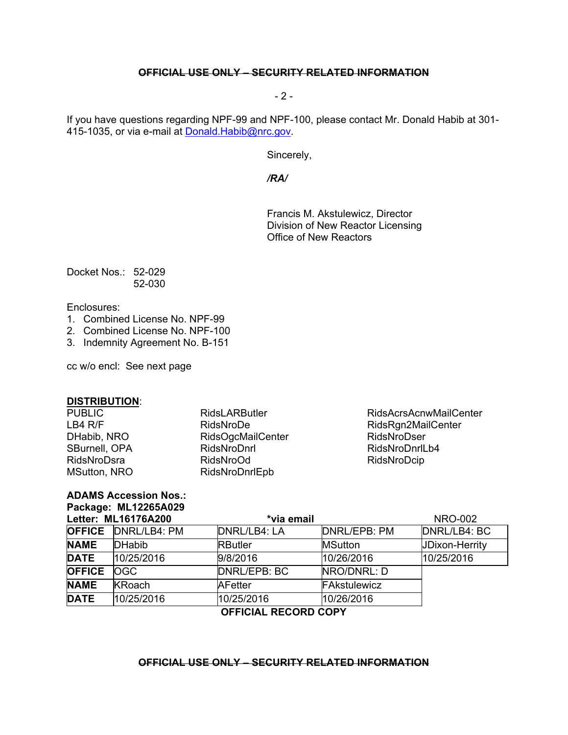~~OFFICIAL USE ONLY – SECURITY RELATED INFORMATION~~

If you have questions regarding NPF-99 and NPF-100, please contact Mr. Donald Habib at 301-415-1035, or via e-mail at Donald.Habib@nrc.gov.

Sincerely,

*/RA/*

Francis M. Akstulewicz, Director
Division of New Reactor Licensing
Office of New Reactors

Docket Nos.: 52-029
52-030

Enclosures:
1. Combined License No. NPF-99
2. Combined License No. NPF-100
3. Indemnity Agreement No. B-151

cc w/o encl: See next page

**DISTRIBUTION**:

PUBLIC
LB4 R/F
DHabib, NRO
SBurnell, OPA
RidsNroDsra
MSutton, NRO
RidsLARButler
RidsNroDe
RidsOgcMailCenter
RidsNroDnrl
RidsNroOd
RidsNroDnrlEpb
RidsAcrsAcnwMailCenter
RidsRgn2MailCenter
RidsNroDser
RidsNroDnrlLb4
RidsNroDcip

**ADAMS Accession Nos.:**
**Package: ML12265A029**
**Letter: ML16176A200** **\*via email** NRO-002

| **OFFICE** | DNRL/LB4: PM | DNRL/LB4: LA | DNRL/EPB: PM | DNRL/LB4: BC |
|---|---|---|---|---|
| **NAME** | DHabib | RButler | MSutton | JDixon-Herrity |
| **DATE** | 10/25/2016 | 9/8/2016 | 10/26/2016 | 10/25/2016 |
| **OFFICE** | OGC | DNRL/EPB: BC | NRO/DNRL: D | |
| **NAME** | KRoach | AFetter | FAkstulewicz | |
| **DATE** | 10/25/2016 | 10/25/2016 | 10/26/2016 | |

**OFFICIAL RECORD COPY**

~~OFFICIAL USE ONLY – SECURITY RELATED INFORMATION~~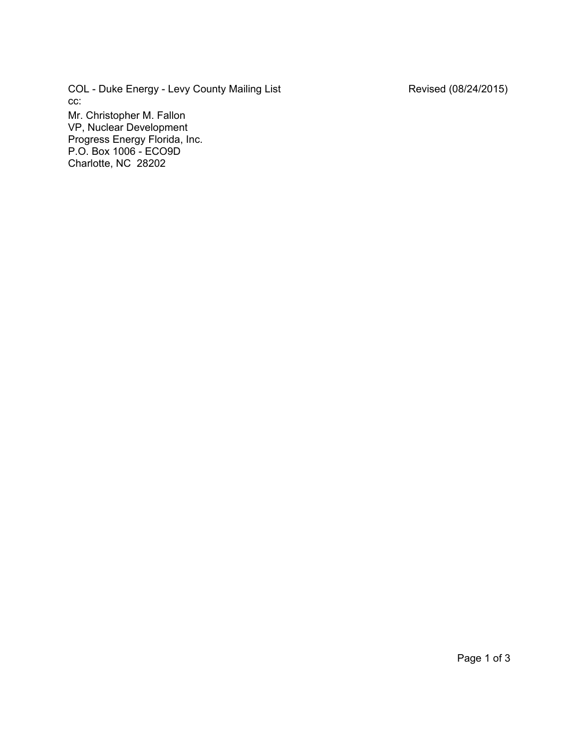COL - Duke Energy - Levy County Mailing List Revised (08/24/2015)

cc:

Mr. Christopher M. Fallon
VP, Nuclear Development
Progress Energy Florida, Inc.
P.O. Box 1006 - ECO9D
Charlotte, NC 28202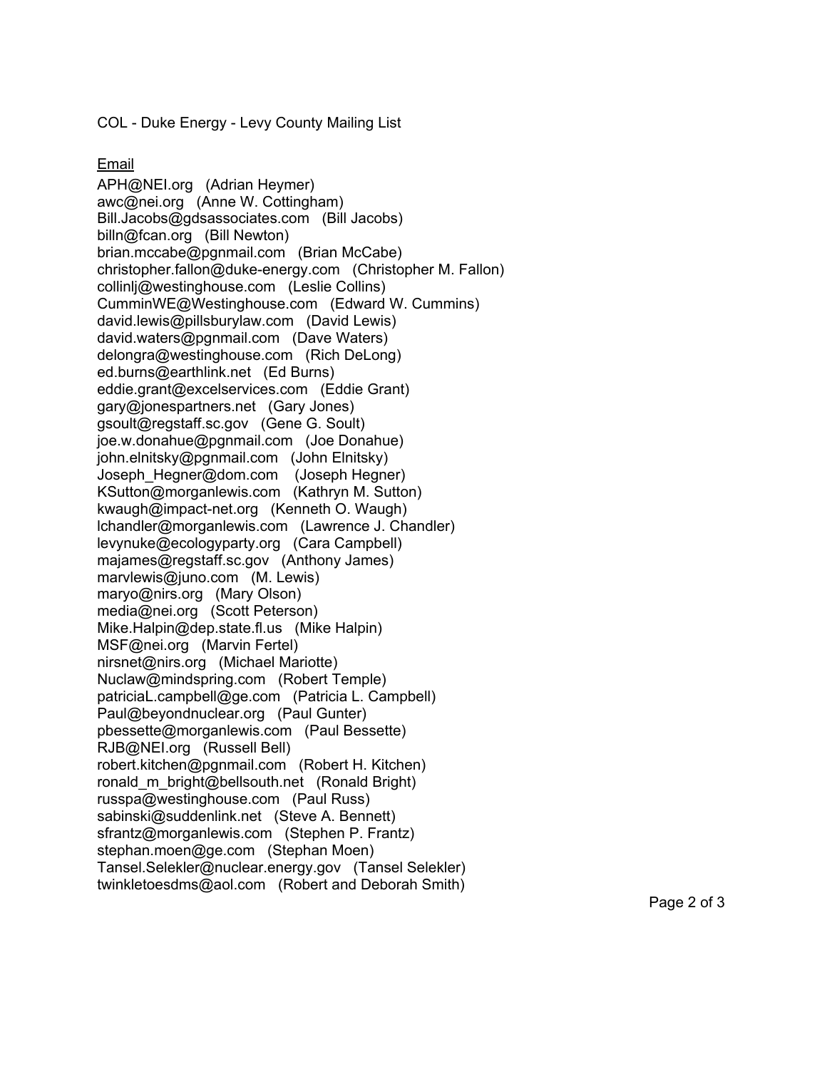COL - Duke Energy - Levy County Mailing List

Email

APH@NEI.org (Adrian Heymer)
awc@nei.org (Anne W. Cottingham)
Bill.Jacobs@gdsassociates.com (Bill Jacobs)
billn@fcan.org (Bill Newton)
brian.mccabe@pgnmail.com (Brian McCabe)
christopher.fallon@duke-energy.com (Christopher M. Fallon)
collinlj@westinghouse.com (Leslie Collins)
CumminWE@Westinghouse.com (Edward W. Cummins)
david.lewis@pillsburylaw.com (David Lewis)
david.waters@pgnmail.com (Dave Waters)
delongra@westinghouse.com (Rich DeLong)
ed.burns@earthlink.net (Ed Burns)
eddie.grant@excelservices.com (Eddie Grant)
gary@jonespartners.net (Gary Jones)
gsoult@regstaff.sc.gov (Gene G. Soult)
joe.w.donahue@pgnmail.com (Joe Donahue)
john.elnitsky@pgnmail.com (John Elnitsky)
Joseph_Hegner@dom.com (Joseph Hegner)
KSutton@morganlewis.com (Kathryn M. Sutton)
kwaugh@impact-net.org (Kenneth O. Waugh)
lchandler@morganlewis.com (Lawrence J. Chandler)
levynuke@ecologyparty.org (Cara Campbell)
majames@regstaff.sc.gov (Anthony James)
marvlewis@juno.com (M. Lewis)
maryo@nirs.org (Mary Olson)
media@nei.org (Scott Peterson)
Mike.Halpin@dep.state.fl.us (Mike Halpin)
MSF@nei.org (Marvin Fertel)
nirsnet@nirs.org (Michael Mariotte)
Nuclaw@mindspring.com (Robert Temple)
patriciaL.campbell@ge.com (Patricia L. Campbell)
Paul@beyondnuclear.org (Paul Gunter)
pbessette@morganlewis.com (Paul Bessette)
RJB@NEI.org (Russell Bell)
robert.kitchen@pgnmail.com (Robert H. Kitchen)
ronald_m_bright@bellsouth.net (Ronald Bright)
russpa@westinghouse.com (Paul Russ)
sabinski@suddenlink.net (Steve A. Bennett)
sfrantz@morganlewis.com (Stephen P. Frantz)
stephan.moen@ge.com (Stephan Moen)
Tansel.Selekler@nuclear.energy.gov (Tansel Selekler)
twinkletoesdms@aol.com (Robert and Deborah Smith)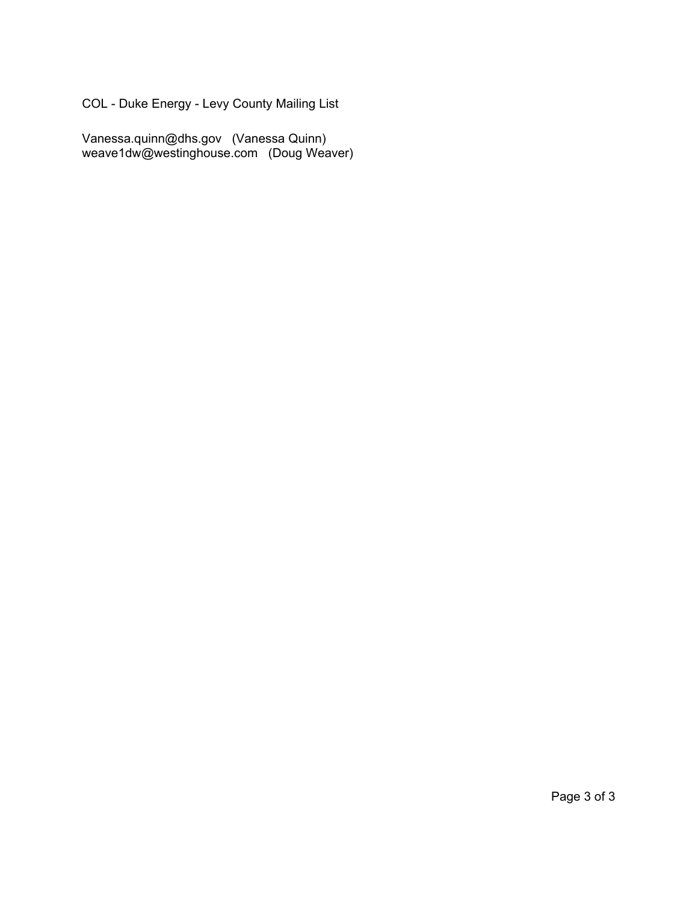COL - Duke Energy - Levy County Mailing List

Vanessa.quinn@dhs.gov (Vanessa Quinn)
weave1dw@westinghouse.com (Doug Weaver)